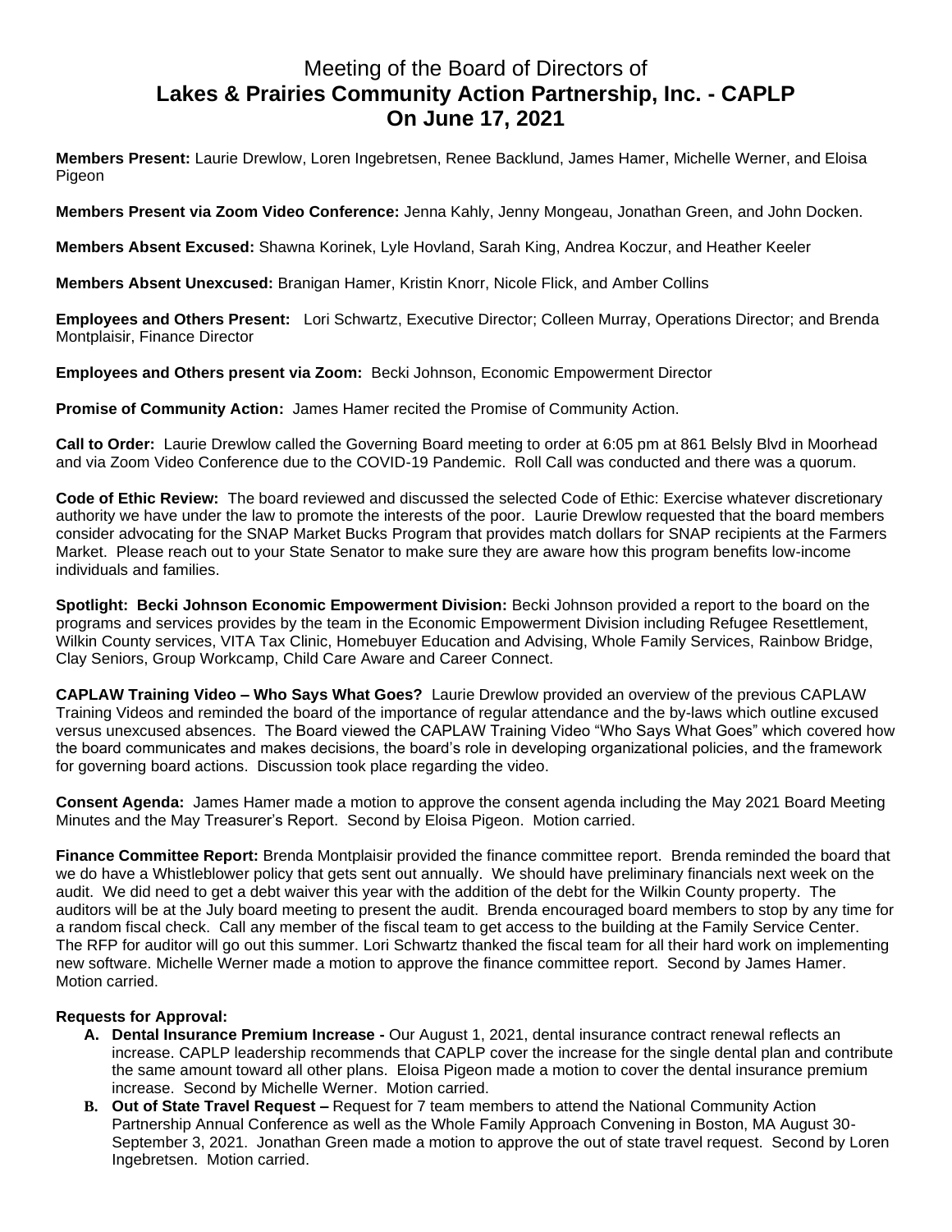# Meeting of the Board of Directors of
# **Lakes & Prairies Community Action Partnership, Inc. - CAPLP**
# **On June 17, 2021**

**Members Present:** Laurie Drewlow, Loren Ingebretsen, Renee Backlund, James Hamer, Michelle Werner, and Eloisa Pigeon

**Members Present via Zoom Video Conference:** Jenna Kahly, Jenny Mongeau, Jonathan Green, and John Docken.

**Members Absent Excused:** Shawna Korinek, Lyle Hovland, Sarah King, Andrea Koczur, and Heather Keeler

**Members Absent Unexcused:** Branigan Hamer, Kristin Knorr, Nicole Flick, and Amber Collins

**Employees and Others Present:** Lori Schwartz, Executive Director; Colleen Murray, Operations Director; and Brenda Montplaisir, Finance Director

**Employees and Others present via Zoom:** Becki Johnson, Economic Empowerment Director

**Promise of Community Action:** James Hamer recited the Promise of Community Action.

**Call to Order:** Laurie Drewlow called the Governing Board meeting to order at 6:05 pm at 861 Belsly Blvd in Moorhead and via Zoom Video Conference due to the COVID-19 Pandemic. Roll Call was conducted and there was a quorum.

**Code of Ethic Review:** The board reviewed and discussed the selected Code of Ethic: Exercise whatever discretionary authority we have under the law to promote the interests of the poor. Laurie Drewlow requested that the board members consider advocating for the SNAP Market Bucks Program that provides match dollars for SNAP recipients at the Farmers Market. Please reach out to your State Senator to make sure they are aware how this program benefits low-income individuals and families.

**Spotlight: Becki Johnson Economic Empowerment Division:** Becki Johnson provided a report to the board on the programs and services provides by the team in the Economic Empowerment Division including Refugee Resettlement, Wilkin County services, VITA Tax Clinic, Homebuyer Education and Advising, Whole Family Services, Rainbow Bridge, Clay Seniors, Group Workcamp, Child Care Aware and Career Connect.

**CAPLAW Training Video – Who Says What Goes?** Laurie Drewlow provided an overview of the previous CAPLAW Training Videos and reminded the board of the importance of regular attendance and the by-laws which outline excused versus unexcused absences. The Board viewed the CAPLAW Training Video "Who Says What Goes" which covered how the board communicates and makes decisions, the board's role in developing organizational policies, and the framework for governing board actions. Discussion took place regarding the video.

**Consent Agenda:** James Hamer made a motion to approve the consent agenda including the May 2021 Board Meeting Minutes and the May Treasurer's Report. Second by Eloisa Pigeon. Motion carried.

**Finance Committee Report:** Brenda Montplaisir provided the finance committee report. Brenda reminded the board that we do have a Whistleblower policy that gets sent out annually. We should have preliminary financials next week on the audit. We did need to get a debt waiver this year with the addition of the debt for the Wilkin County property. The auditors will be at the July board meeting to present the audit. Brenda encouraged board members to stop by any time for a random fiscal check. Call any member of the fiscal team to get access to the building at the Family Service Center. The RFP for auditor will go out this summer. Lori Schwartz thanked the fiscal team for all their hard work on implementing new software. Michelle Werner made a motion to approve the finance committee report. Second by James Hamer. Motion carried.

**Requests for Approval:**

- **A. Dental Insurance Premium Increase -** Our August 1, 2021, dental insurance contract renewal reflects an increase. CAPLP leadership recommends that CAPLP cover the increase for the single dental plan and contribute the same amount toward all other plans. Eloisa Pigeon made a motion to cover the dental insurance premium increase. Second by Michelle Werner. Motion carried.
- **B. Out of State Travel Request –** Request for 7 team members to attend the National Community Action Partnership Annual Conference as well as the Whole Family Approach Convening in Boston, MA August 30-September 3, 2021. Jonathan Green made a motion to approve the out of state travel request. Second by Loren Ingebretsen. Motion carried.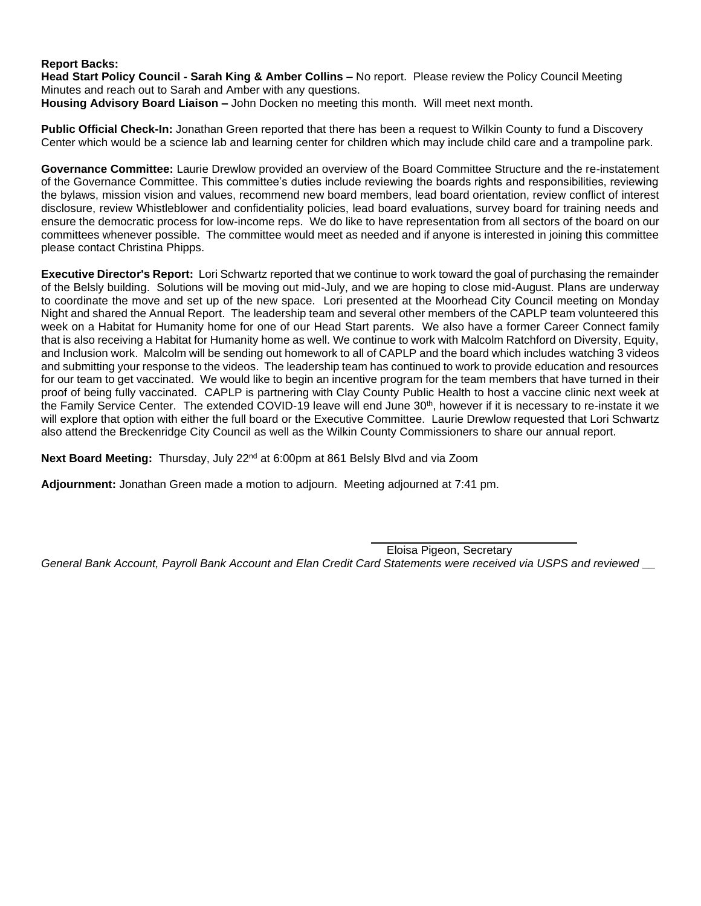**Report Backs:**
**Head Start Policy Council - Sarah King & Amber Collins –** No report. Please review the Policy Council Meeting Minutes and reach out to Sarah and Amber with any questions.
**Housing Advisory Board Liaison –** John Docken no meeting this month. Will meet next month.

**Public Official Check-In:** Jonathan Green reported that there has been a request to Wilkin County to fund a Discovery Center which would be a science lab and learning center for children which may include child care and a trampoline park.

**Governance Committee:** Laurie Drewlow provided an overview of the Board Committee Structure and the re-instatement of the Governance Committee. This committee's duties include reviewing the boards rights and responsibilities, reviewing the bylaws, mission vision and values, recommend new board members, lead board orientation, review conflict of interest disclosure, review Whistleblower and confidentiality policies, lead board evaluations, survey board for training needs and ensure the democratic process for low-income reps. We do like to have representation from all sectors of the board on our committees whenever possible. The committee would meet as needed and if anyone is interested in joining this committee please contact Christina Phipps.

**Executive Director's Report:** Lori Schwartz reported that we continue to work toward the goal of purchasing the remainder of the Belsly building. Solutions will be moving out mid-July, and we are hoping to close mid-August. Plans are underway to coordinate the move and set up of the new space. Lori presented at the Moorhead City Council meeting on Monday Night and shared the Annual Report. The leadership team and several other members of the CAPLP team volunteered this week on a Habitat for Humanity home for one of our Head Start parents. We also have a former Career Connect family that is also receiving a Habitat for Humanity home as well. We continue to work with Malcolm Ratchford on Diversity, Equity, and Inclusion work. Malcolm will be sending out homework to all of CAPLP and the board which includes watching 3 videos and submitting your response to the videos. The leadership team has continued to work to provide education and resources for our team to get vaccinated. We would like to begin an incentive program for the team members that have turned in their proof of being fully vaccinated. CAPLP is partnering with Clay County Public Health to host a vaccine clinic next week at the Family Service Center. The extended COVID-19 leave will end June 30th, however if it is necessary to re-instate it we will explore that option with either the full board or the Executive Committee. Laurie Drewlow requested that Lori Schwartz also attend the Breckenridge City Council as well as the Wilkin County Commissioners to share our annual report.

**Next Board Meeting:** Thursday, July 22nd at 6:00pm at 861 Belsly Blvd and via Zoom

**Adjournment:** Jonathan Green made a motion to adjourn. Meeting adjourned at 7:41 pm.

\_\_\_\_\_\_\_\_\_\_\_\_\_\_\_\_\_\_\_\_\_\_\_\_\_\_\_\_\_\_
Eloisa Pigeon, Secretary

*General Bank Account, Payroll Bank Account and Elan Credit Card Statements were received via USPS and reviewed \_\_*